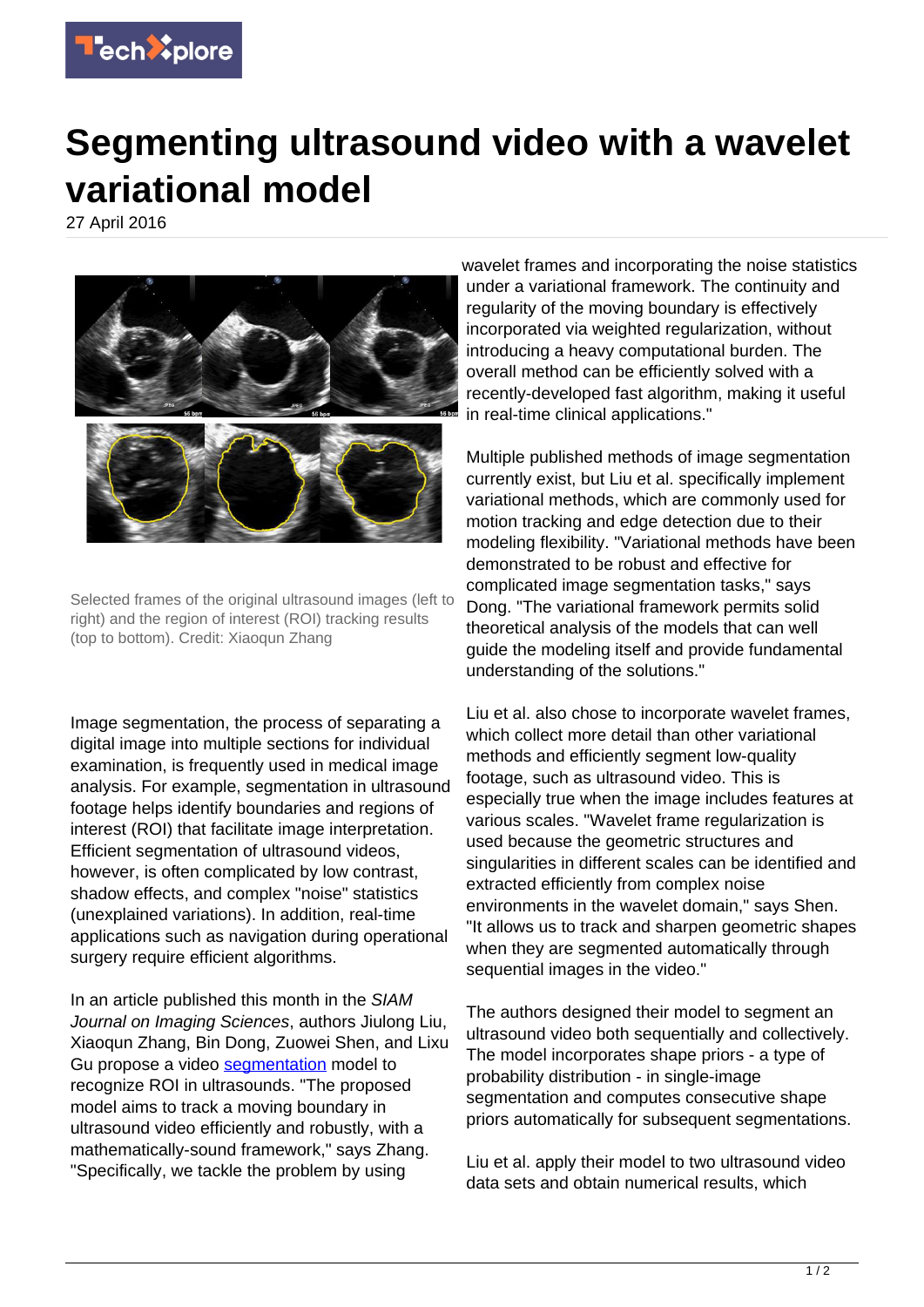# Segmenting ultrasound video with a wavelet variational model

27 April 2016

Selected frames of the original ultrasound images (left to right) and the region of interest (ROI) tracking results (top to bottom). Credit: Xiaoqun Zhang

Image segmentation, the process of separating a digital image into multiple sections for individual examination, is frequently used in medical image analysis. For example, segmentation in ultrasound footage helps identify boundaries and regions of interest (ROI) that facilitate image interpretation. Efficient segmentation of ultrasound videos, however, is often complicated by low contrast, shadow effects, and complex "noise" statistics (unexplained variations). In addition, real-time applications such as navigation during operational surgery require efficient algorithms.

In an article published this month in the *SIAM Journal on Imaging Sciences*, authors Jiulong Liu, Xiaoqun Zhang, Bin Dong, Zuowei Shen, and Lixu Gu propose a video segmentation model to recognize ROI in ultrasounds. "The proposed model aims to track a moving boundary in ultrasound video efficiently and robustly, with a mathematically-sound framework," says Zhang. "Specifically, we tackle the problem by using wavelet frames and incorporating the noise statistics under a variational framework. The continuity and regularity of the moving boundary is effectively incorporated via weighted regularization, without introducing a heavy computational burden. The overall method can be efficiently solved with a recently-developed fast algorithm, making it useful in real-time clinical applications."

Multiple published methods of image segmentation currently exist, but Liu et al. specifically implement variational methods, which are commonly used for motion tracking and edge detection due to their modeling flexibility. "Variational methods have been demonstrated to be robust and effective for complicated image segmentation tasks," says Dong. "The variational framework permits solid theoretical analysis of the models that can well guide the modeling itself and provide fundamental understanding of the solutions."

Liu et al. also chose to incorporate wavelet frames, which collect more detail than other variational methods and efficiently segment low-quality footage, such as ultrasound video. This is especially true when the image includes features at various scales. "Wavelet frame regularization is used because the geometric structures and singularities in different scales can be identified and extracted efficiently from complex noise environments in the wavelet domain," says Shen. "It allows us to track and sharpen geometric shapes when they are segmented automatically through sequential images in the video."

The authors designed their model to segment an ultrasound video both sequentially and collectively. The model incorporates shape priors - a type of probability distribution - in single-image segmentation and computes consecutive shape priors automatically for subsequent segmentations.

Liu et al. apply their model to two ultrasound video data sets and obtain numerical results, which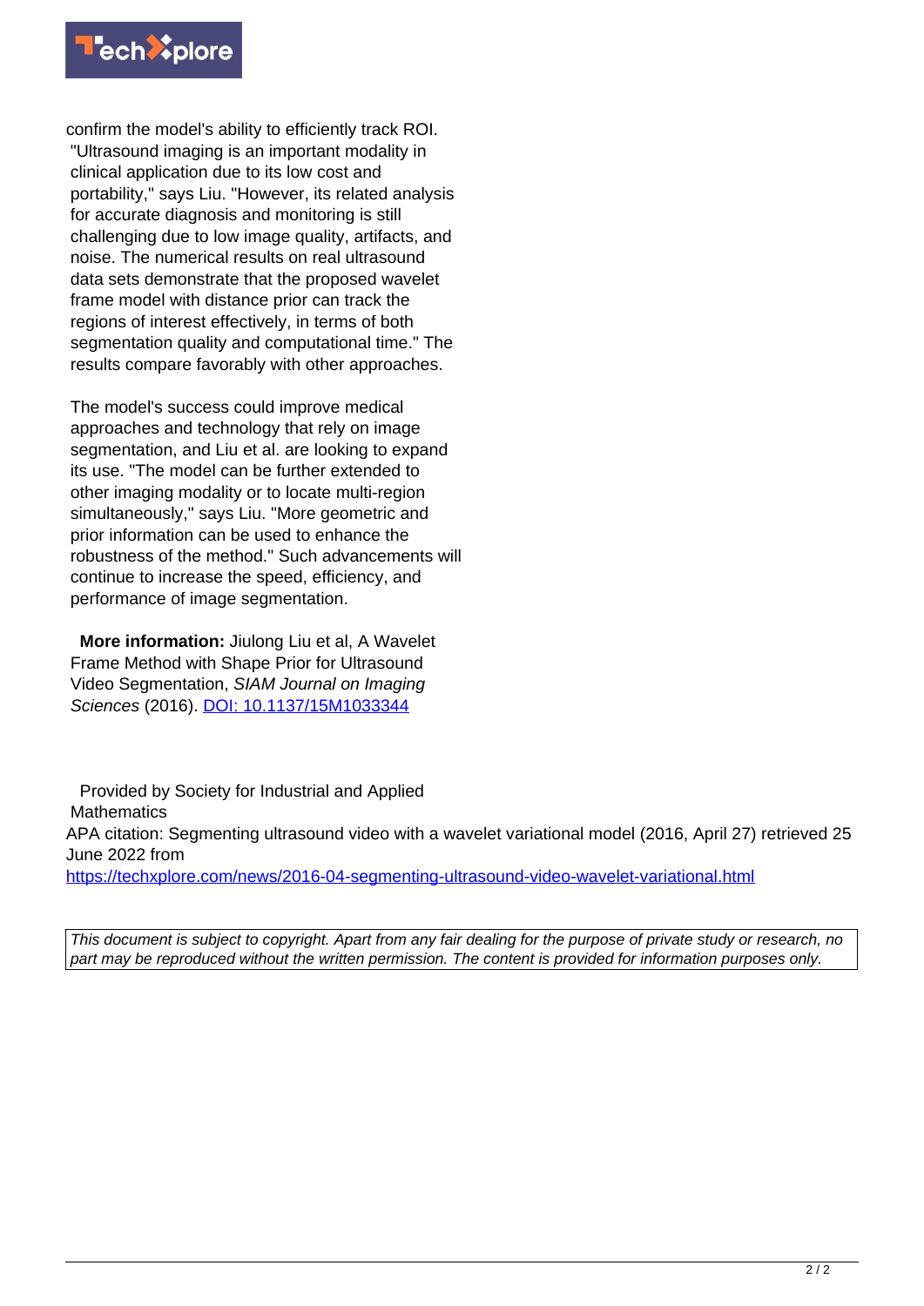confirm the model's ability to efficiently track ROI. "Ultrasound imaging is an important modality in clinical application due to its low cost and portability," says Liu. "However, its related analysis for accurate diagnosis and monitoring is still challenging due to low image quality, artifacts, and noise. The numerical results on real ultrasound data sets demonstrate that the proposed wavelet frame model with distance prior can track the regions of interest effectively, in terms of both segmentation quality and computational time." The results compare favorably with other approaches.

The model's success could improve medical approaches and technology that rely on image segmentation, and Liu et al. are looking to expand its use. "The model can be further extended to other imaging modality or to locate multi-region simultaneously," says Liu. "More geometric and prior information can be used to enhance the robustness of the method." Such advancements will continue to increase the speed, efficiency, and performance of image segmentation.

**More information:** Jiulong Liu et al, A Wavelet Frame Method with Shape Prior for Ultrasound Video Segmentation, *SIAM Journal on Imaging Sciences* (2016). [DOI: 10.1137/15M1033344](https://dx.doi.org/10.1137/15M1033344)

Provided by Society for Industrial and Applied Mathematics

APA citation: Segmenting ultrasound video with a wavelet variational model (2016, April 27) retrieved 25 June 2022 from https://techxplore.com/news/2016-04-segmenting-ultrasound-video-wavelet-variational.html

*This document is subject to copyright. Apart from any fair dealing for the purpose of private study or research, no part may be reproduced without the written permission. The content is provided for information purposes only.*